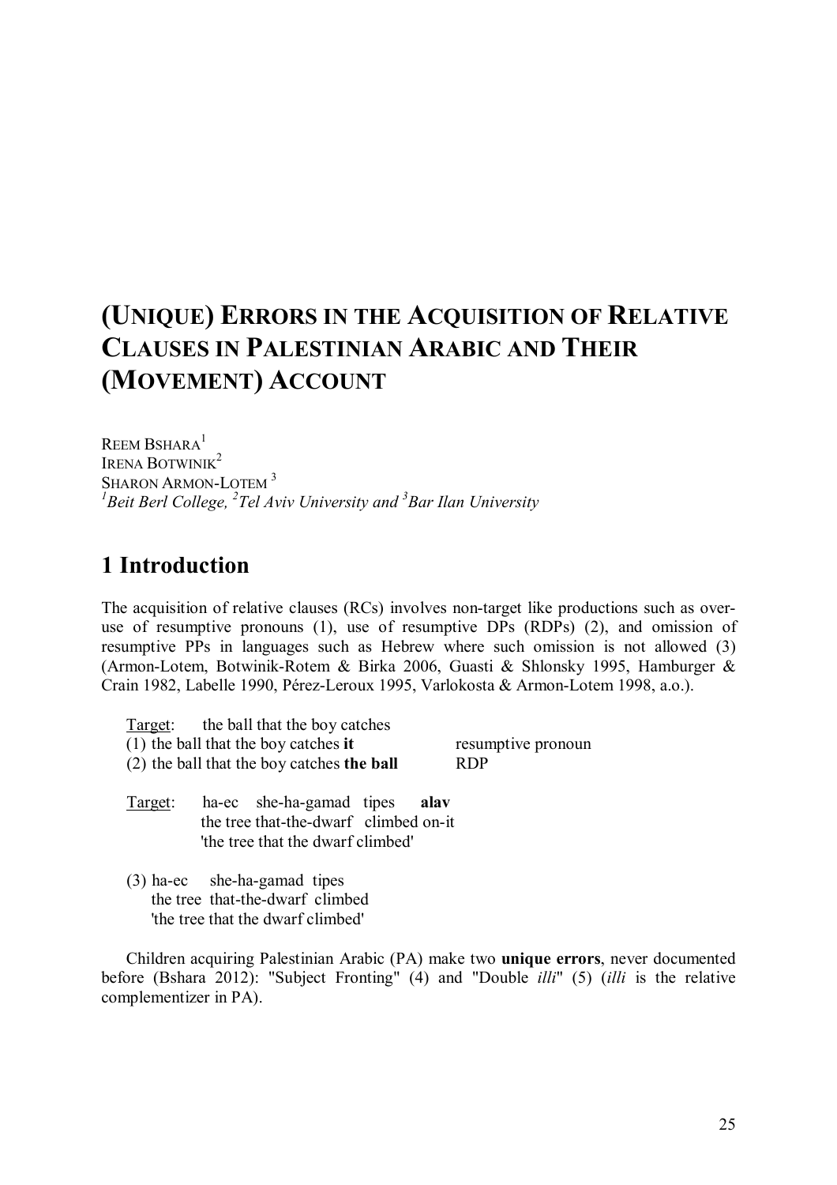# (Unique) Errors in the Acquisition of Relative Clauses in Palestinian Arabic and Their (Movement) Account

Reem Bshara[1]
Irena Botwinik[2]
Sharon Armon-Lotem[3]
*[1]Beit Berl College, [2]Tel Aviv University and [3]Bar Ilan University*

## 1 Introduction

The acquisition of relative clauses (RCs) involves non-target like productions such as over-use of resumptive pronouns (1), use of resumptive DPs (RDPs) (2), and omission of resumptive PPs in languages such as Hebrew where such omission is not allowed (3) (Armon-Lotem, Botwinik-Rotem & Birka 2006, Guasti & Shlonsky 1995, Hamburger & Crain 1982, Labelle 1990, Pérez-Leroux 1995, Varlokosta & Armon-Lotem 1998, a.o.).

Target: the ball that the boy catches
(1) the ball that the boy catches **it** — resumptive pronoun
(2) the ball that the boy catches **the ball** — RDP

Target: ha-ec she-ha-gamad tipes **alav**
the tree that-the-dwarf climbed on-it
'the tree that the dwarf climbed'

(3) ha-ec she-ha-gamad tipes
the tree that-the-dwarf climbed
'the tree that the dwarf climbed'

Children acquiring Palestinian Arabic (PA) make two **unique errors**, never documented before (Bshara 2012): "Subject Fronting" (4) and "Double *illi*" (5) (*illi* is the relative complementizer in PA).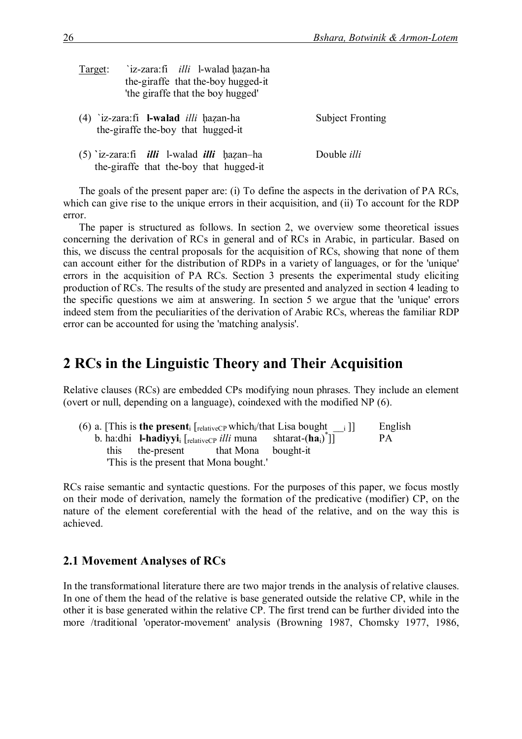Target: `iz-zara:fi *illi* l-walad ḥaẓan-ha
the-giraffe that the-boy hugged-it
'the giraffe that the boy hugged'

(4) `iz-zara:fi **l-walad** *illi* ḥaẓan-ha — Subject Fronting
the-giraffe the-boy that hugged-it

(5) `iz-zara:fi ***illi*** l-walad ***illi*** ḥaẓan–ha — Double *illi*
the-giraffe that the-boy that hugged-it

The goals of the present paper are: (i) To define the aspects in the derivation of PA RCs, which can give rise to the unique errors in their acquisition, and (ii) To account for the RDP error.

The paper is structured as follows. In section 2, we overview some theoretical issues concerning the derivation of RCs in general and of RCs in Arabic, in particular. Based on this, we discuss the central proposals for the acquisition of RCs, showing that none of them can account either for the distribution of RDPs in a variety of languages, or for the 'unique' errors in the acquisition of PA RCs. Section 3 presents the experimental study eliciting production of RCs. The results of the study are presented and analyzed in section 4 leading to the specific questions we aim at answering. In section 5 we argue that the 'unique' errors indeed stem from the peculiarities of the derivation of Arabic RCs, whereas the familiar RDP error can be accounted for using the 'matching analysis'.

# 2 RCs in the Linguistic Theory and Their Acquisition

Relative clauses (RCs) are embedded CPs modifying noun phrases. They include an element (overt or null, depending on a language), coindexed with the modified NP (6).

(6) a. [This is **the present**$_i$ [$_{\text{relativeCP}}$ which$_i$/that Lisa bought \_\_$_i$ ]] — English
b. ha:dhi **l-hadiyyi**$_i$ [$_{\text{relativeCP}}$ *illi* muna shtarat-(**ha**$_i$)$^*$]] — PA
this the-present that Mona bought-it
'This is the present that Mona bought.'

RCs raise semantic and syntactic questions. For the purposes of this paper, we focus mostly on their mode of derivation, namely the formation of the predicative (modifier) CP, on the nature of the element coreferential with the head of the relative, and on the way this is achieved.

## 2.1 Movement Analyses of RCs

In the transformational literature there are two major trends in the analysis of relative clauses. In one of them the head of the relative is base generated outside the relative CP, while in the other it is base generated within the relative CP. The first trend can be further divided into the more /traditional 'operator-movement' analysis (Browning 1987, Chomsky 1977, 1986,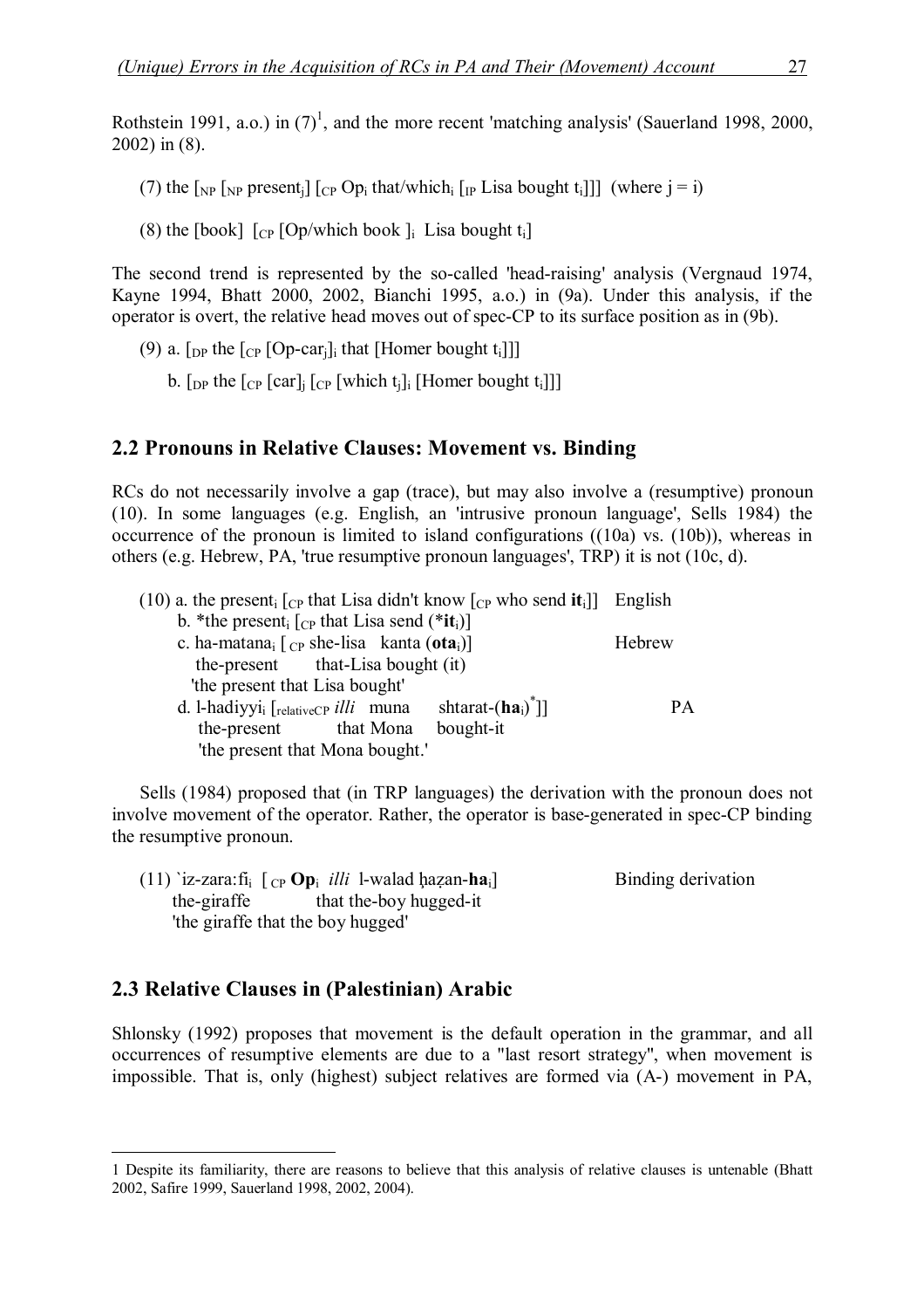Rothstein 1991, a.o.) in (7)[1], and the more recent 'matching analysis' (Sauerland 1998, 2000, 2002) in (8).

(7) the [$_{NP}$ [$_{NP}$ present$_j$] [$_{CP}$ Op$_i$ that/which$_i$ [$_{IP}$ Lisa bought t$_i$]]] (where j = i)

(8) the [book] [$_{CP}$ [Op/which book ]$_i$ Lisa bought t$_i$]

The second trend is represented by the so-called 'head-raising' analysis (Vergnaud 1974, Kayne 1994, Bhatt 2000, 2002, Bianchi 1995, a.o.) in (9a). Under this analysis, if the operator is overt, the relative head moves out of spec-CP to its surface position as in (9b).

(9) a. [$_{DP}$ the [$_{CP}$ [Op-car$_j$]$_i$ that [Homer bought t$_i$]]]

b. [$_{DP}$ the [$_{CP}$ [car]$_j$ [$_{CP}$ [which t$_j$]$_i$ [Homer bought t$_i$]]]

## 2.2 Pronouns in Relative Clauses: Movement vs. Binding

RCs do not necessarily involve a gap (trace), but may also involve a (resumptive) pronoun (10). In some languages (e.g. English, an 'intrusive pronoun language', Sells 1984) the occurrence of the pronoun is limited to island configurations ((10a) vs. (10b)), whereas in others (e.g. Hebrew, PA, 'true resumptive pronoun languages', TRP) it is not (10c, d).

(10) a. the present$_i$ [$_{CP}$ that Lisa didn't know [$_{CP}$ who send **it**$_i$]] English

b. *the present$_i$ [$_{CP}$ that Lisa send (***it**$_i$)]

c. ha-matana$_i$ [ $_{CP}$ she-lisa kanta (**ota**$_i$)] Hebrew
the-present that-Lisa bought (it)
'the present that Lisa bought'

d. l-hadiyyi$_i$ [$_{relativeCP}$ *illi* muna shtarat-(**ha**$_i$)$^*$]] PA
the-present that Mona bought-it
'the present that Mona bought.'

Sells (1984) proposed that (in TRP languages) the derivation with the pronoun does not involve movement of the operator. Rather, the operator is base-generated in spec-CP binding the resumptive pronoun.

(11) \`iz-zara:fi$_i$ [ $_{CP}$ **Op**$_i$ *illi* l-walad ḥaẓan-**ha**$_i$] Binding derivation
the-giraffe that the-boy hugged-it
'the giraffe that the boy hugged'

## 2.3 Relative Clauses in (Palestinian) Arabic

Shlonsky (1992) proposes that movement is the default operation in the grammar, and all occurrences of resumptive elements are due to a "last resort strategy", when movement is impossible. That is, only (highest) subject relatives are formed via (A-) movement in PA,

---

1 Despite its familiarity, there are reasons to believe that this analysis of relative clauses is untenable (Bhatt 2002, Safire 1999, Sauerland 1998, 2002, 2004).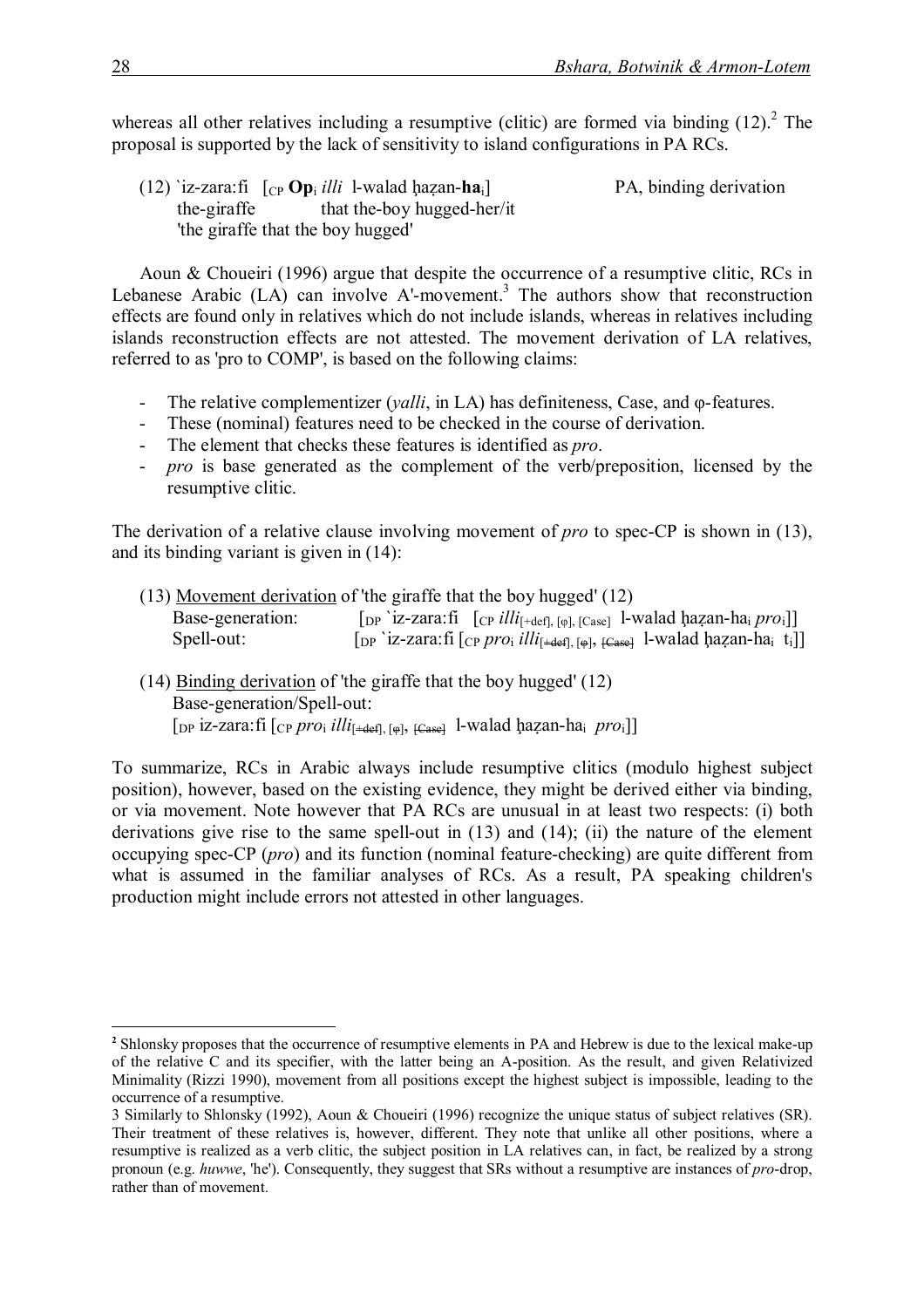whereas all other relatives including a resumptive (clitic) are formed via binding (12).[2] The proposal is supported by the lack of sensitivity to island configurations in PA RCs.

(12) \`iz-zara:fi [$_{CP}$ **Op**$_i$ *illi* l-walad ḥaẓan-**ha**$_i$] PA, binding derivation
the-giraffe that the-boy hugged-her/it
'the giraffe that the boy hugged'

Aoun & Choueiri (1996) argue that despite the occurrence of a resumptive clitic, RCs in Lebanese Arabic (LA) can involve A'-movement.[3] The authors show that reconstruction effects are found only in relatives which do not include islands, whereas in relatives including islands reconstruction effects are not attested. The movement derivation of LA relatives, referred to as 'pro to COMP', is based on the following claims:

- The relative complementizer (*yalli*, in LA) has definiteness, Case, and φ-features.
- These (nominal) features need to be checked in the course of derivation.
- The element that checks these features is identified as *pro*.
- *pro* is base generated as the complement of the verb/preposition, licensed by the resumptive clitic.

The derivation of a relative clause involving movement of *pro* to spec-CP is shown in (13), and its binding variant is given in (14):

(13) Movement derivation of 'the giraffe that the boy hugged' (12)
Base-generation: [$_{DP}$ \`iz-zara:fi [$_{CP}$ *illi*$_{[+def], [φ], [Case]}$ l-walad ḥaẓan-ha$_i$ *pro*$_i$]]
Spell-out: [$_{DP}$ \`iz-zara:fi [$_{CP}$ *pro*$_i$ *illi*$_{~~[+def]~~, ~~[φ]~~, ~~[Case]~~}$ l-walad ḥaẓan-ha$_i$ t$_i$]]

(14) Binding derivation of 'the giraffe that the boy hugged' (12)
Base-generation/Spell-out:
[$_{DP}$ iz-zara:fi [$_{CP}$ *pro*$_i$ *illi*$_{~~[+def]~~, ~~[φ]~~, ~~[Case]~~}$ l-walad ḥaẓan-ha$_i$ *pro*$_i$]]

To summarize, RCs in Arabic always include resumptive clitics (modulo highest subject position), however, based on the existing evidence, they might be derived either via binding, or via movement. Note however that PA RCs are unusual in at least two respects: (i) both derivations give rise to the same spell-out in (13) and (14); (ii) the nature of the element occupying spec-CP (*pro*) and its function (nominal feature-checking) are quite different from what is assumed in the familiar analyses of RCs. As a result, PA speaking children's production might include errors not attested in other languages.

---

[2] Shlonsky proposes that the occurrence of resumptive elements in PA and Hebrew is due to the lexical make-up of the relative C and its specifier, with the latter being an A-position. As the result, and given Relativized Minimality (Rizzi 1990), movement from all positions except the highest subject is impossible, leading to the occurrence of a resumptive.

[3] Similarly to Shlonsky (1992), Aoun & Choueiri (1996) recognize the unique status of subject relatives (SR). Their treatment of these relatives is, however, different. They note that unlike all other positions, where a resumptive is realized as a verb clitic, the subject position in LA relatives can, in fact, be realized by a strong pronoun (e.g. *huwwe*, 'he'). Consequently, they suggest that SRs without a resumptive are instances of *pro*-drop, rather than of movement.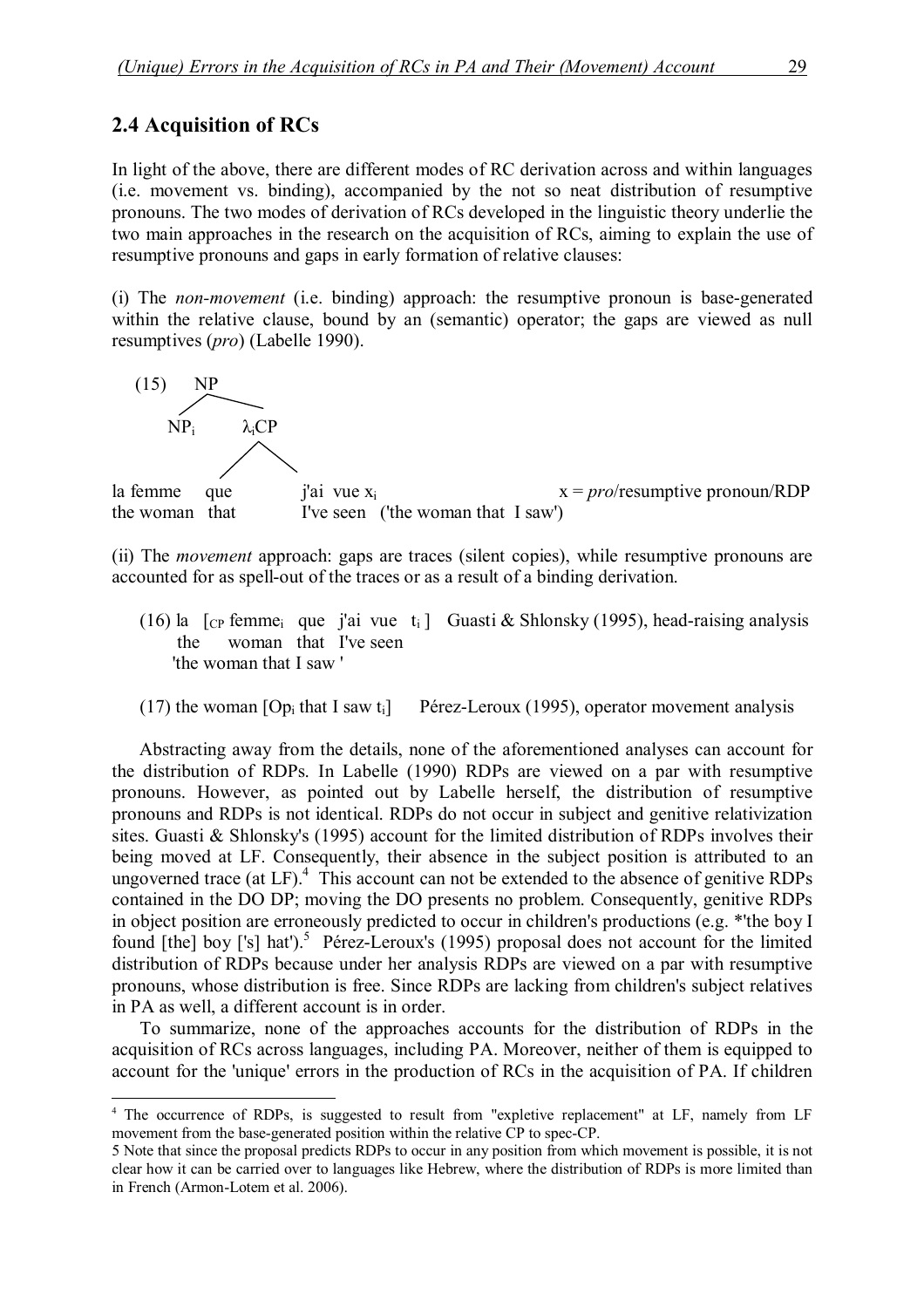## 2.4 Acquisition of RCs

In light of the above, there are different modes of RC derivation across and within languages (i.e. movement vs. binding), accompanied by the not so neat distribution of resumptive pronouns. The two modes of derivation of RCs developed in the linguistic theory underlie the two main approaches in the research on the acquisition of RCs, aiming to explain the use of resumptive pronouns and gaps in early formation of relative clauses:

(i) The *non-movement* (i.e. binding) approach: the resumptive pronoun is base-generated within the relative clause, bound by an (semantic) operator; the gaps are viewed as null resumptives (*pro*) (Labelle 1990).

```
(15)      NP
        /    \
     NP_i    λ_iCP
              /  \
la femme    que        j'ai vue x_i                    x = pro/resumptive pronoun/RDP
the woman   that       I've seen   ('the woman that I saw')
```

(ii) The *movement* approach: gaps are traces (silent copies), while resumptive pronouns are accounted for as spell-out of the traces or as a result of a binding derivation.

(16) la [$_{CP}$ femme$_i$ que j'ai vue t$_i$ ] Guasti & Shlonsky (1995), head-raising analysis
the woman that I've seen
'the woman that I saw '

(17) the woman [Op$_i$ that I saw t$_i$] Pérez-Leroux (1995), operator movement analysis

Abstracting away from the details, none of the aforementioned analyses can account for the distribution of RDPs. In Labelle (1990) RDPs are viewed on a par with resumptive pronouns. However, as pointed out by Labelle herself, the distribution of resumptive pronouns and RDPs is not identical. RDPs do not occur in subject and genitive relativization sites. Guasti & Shlonsky's (1995) account for the limited distribution of RDPs involves their being moved at LF. Consequently, their absence in the subject position is attributed to an ungoverned trace (at LF).[4] This account can not be extended to the absence of genitive RDPs contained in the DO DP; moving the DO presents no problem. Consequently, genitive RDPs in object position are erroneously predicted to occur in children's productions (e.g. *'the boy I found [the] boy ['s] hat').[5] Pérez-Leroux's (1995) proposal does not account for the limited distribution of RDPs because under her analysis RDPs are viewed on a par with resumptive pronouns, whose distribution is free. Since RDPs are lacking from children's subject relatives in PA as well, a different account is in order.

To summarize, none of the approaches accounts for the distribution of RDPs in the acquisition of RCs across languages, including PA. Moreover, neither of them is equipped to account for the 'unique' errors in the production of RCs in the acquisition of PA. If children

---

[4] The occurrence of RDPs, is suggested to result from "expletive replacement" at LF, namely from LF movement from the base-generated position within the relative CP to spec-CP.

[5] Note that since the proposal predicts RDPs to occur in any position from which movement is possible, it is not clear how it can be carried over to languages like Hebrew, where the distribution of RDPs is more limited than in French (Armon-Lotem et al. 2006).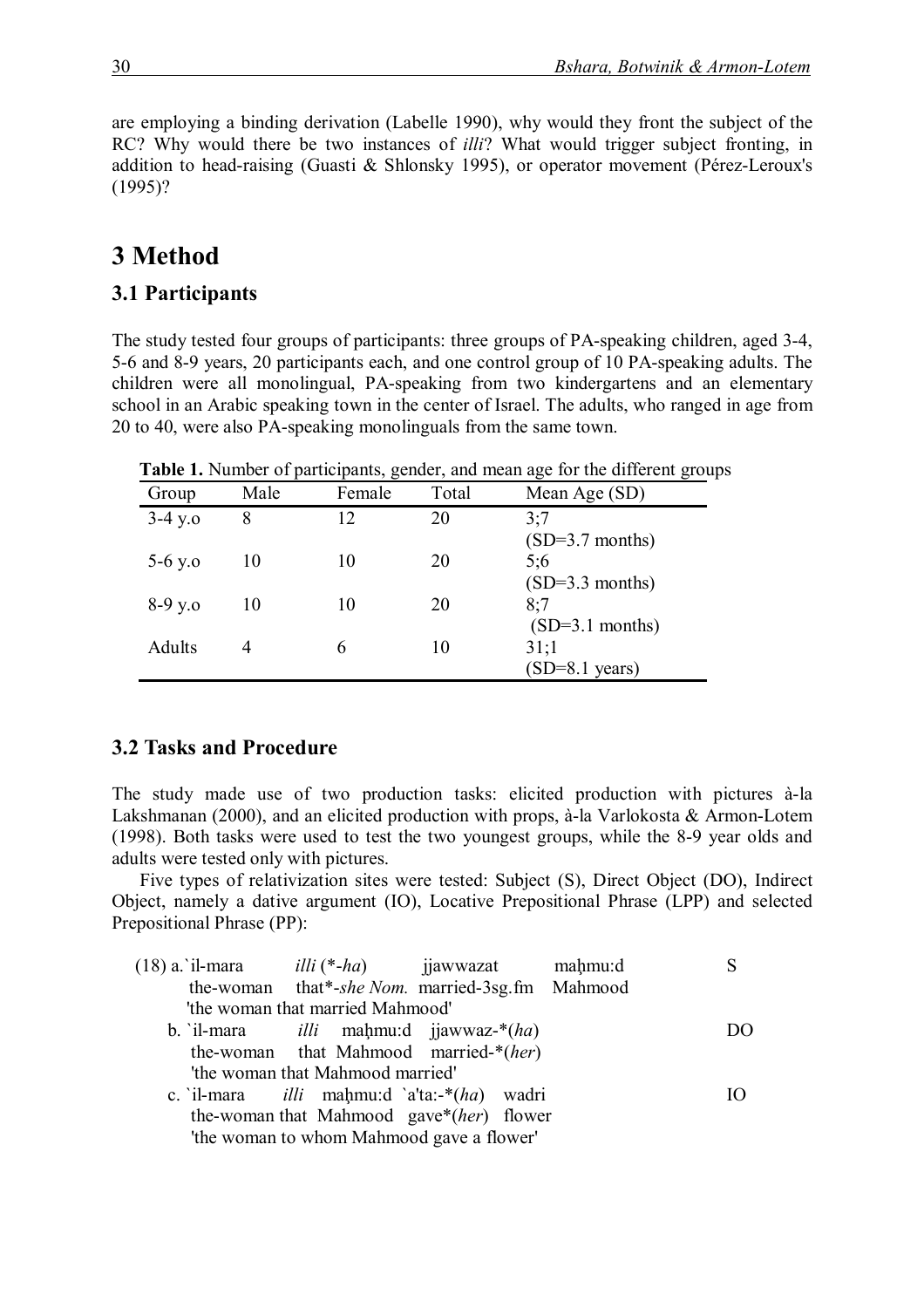are employing a binding derivation (Labelle 1990), why would they front the subject of the RC? Why would there be two instances of *illi*? What would trigger subject fronting, in addition to head-raising (Guasti & Shlonsky 1995), or operator movement (Pérez-Leroux's (1995)?

# 3 Method

## 3.1 Participants

The study tested four groups of participants: three groups of PA-speaking children, aged 3-4, 5-6 and 8-9 years, 20 participants each, and one control group of 10 PA-speaking adults. The children were all monolingual, PA-speaking from two kindergartens and an elementary school in an Arabic speaking town in the center of Israel. The adults, who ranged in age from 20 to 40, were also PA-speaking monolinguals from the same town.

**Table 1.** Number of participants, gender, and mean age for the different groups

| Group | Male | Female | Total | Mean Age (SD) |
|---|---|---|---|---|
| 3-4 y.o | 8 | 12 | 20 | 3;7 (SD=3.7 months) |
| 5-6 y.o | 10 | 10 | 20 | 5;6 (SD=3.3 months) |
| 8-9 y.o | 10 | 10 | 20 | 8;7 (SD=3.1 months) |
| Adults | 4 | 6 | 10 | 31;1 (SD=8.1 years) |

## 3.2 Tasks and Procedure

The study made use of two production tasks: elicited production with pictures à-la Lakshmanan (2000), and an elicited production with props, à-la Varlokosta & Armon-Lotem (1998). Both tasks were used to test the two youngest groups, while the 8-9 year olds and adults were tested only with pictures.

Five types of relativization sites were tested: Subject (S), Direct Object (DO), Indirect Object, namely a dative argument (IO), Locative Prepositional Phrase (LPP) and selected Prepositional Phrase (PP):

(18) a. `il-mara *illi* (*-*ha*) jjawwazat maḥmu:d — S
the-woman that*-*she Nom.* married-3sg.fm Mahmood
'the woman that married Mahmood'

b. `il-mara *illi* maḥmu:d jjawwaz-*(*ha*) — DO
the-woman that Mahmood married-*(*her*)
'the woman that Mahmood married'

c. `il-mara *illi* maḥmu:d `a'ta:-*(*ha*) wadri — IO
the-woman that Mahmood gave*(*her*) flower
'the woman to whom Mahmood gave a flower'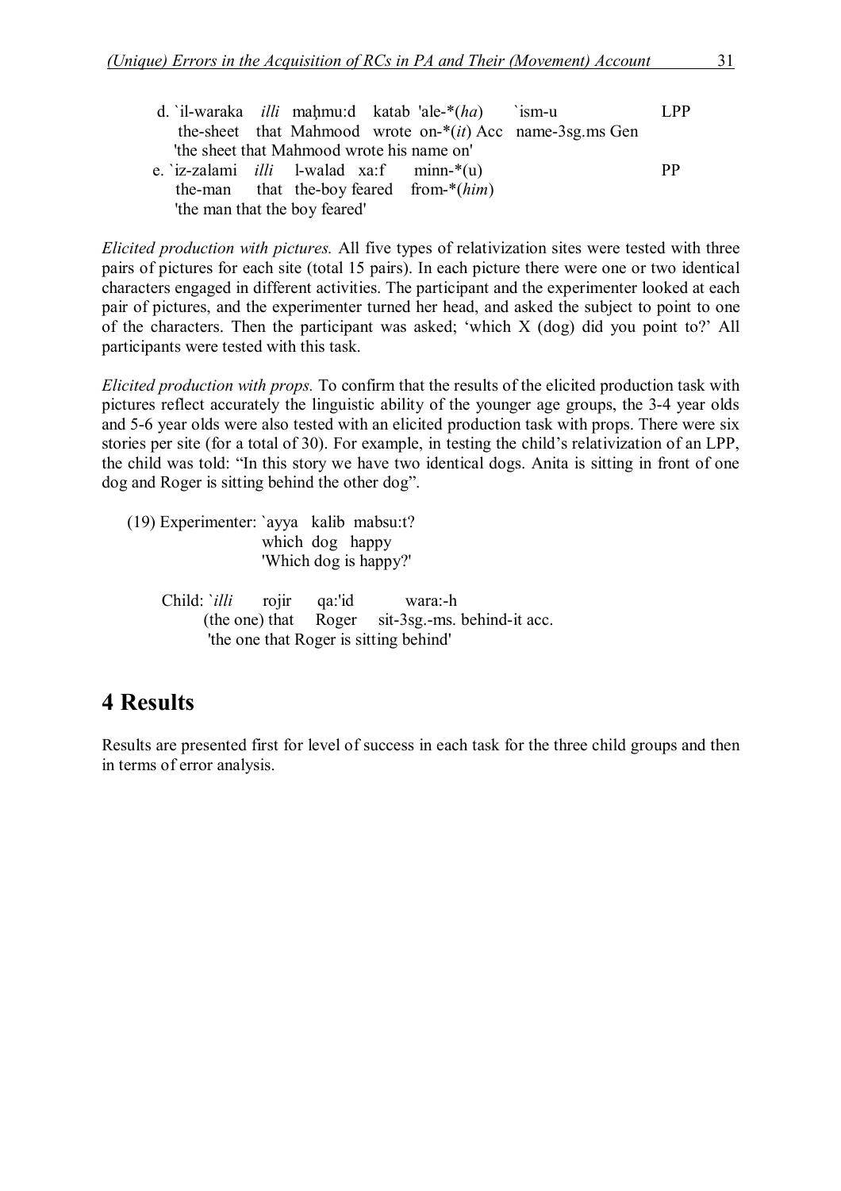d. `il-waraka *illi* maḥmu:d katab 'ale-*(*ha*) `ism-u LPP
the-sheet that Mahmood wrote on-*(*it*) Acc name-3sg.ms Gen
'the sheet that Mahmood wrote his name on'

e. `iz-zalami *illi* l-walad xa:f minn-*(u) PP
the-man that the-boy feared from-*(*him*)
'the man that the boy feared'

*Elicited production with pictures.* All five types of relativization sites were tested with three pairs of pictures for each site (total 15 pairs). In each picture there were one or two identical characters engaged in different activities. The participant and the experimenter looked at each pair of pictures, and the experimenter turned her head, and asked the subject to point to one of the characters. Then the participant was asked; 'which X (dog) did you point to?' All participants were tested with this task.

*Elicited production with props.* To confirm that the results of the elicited production task with pictures reflect accurately the linguistic ability of the younger age groups, the 3-4 year olds and 5-6 year olds were also tested with an elicited production task with props. There were six stories per site (for a total of 30). For example, in testing the child's relativization of an LPP, the child was told: "In this story we have two identical dogs. Anita is sitting in front of one dog and Roger is sitting behind the other dog".

(19) Experimenter: `ayya kalib mabsu:t?
which dog happy
'Which dog is happy?'

Child: `*illi* rojir qa:'id wara:-h
(the one) that Roger sit-3sg.-ms. behind-it acc.
'the one that Roger is sitting behind'

## 4 Results

Results are presented first for level of success in each task for the three child groups and then in terms of error analysis.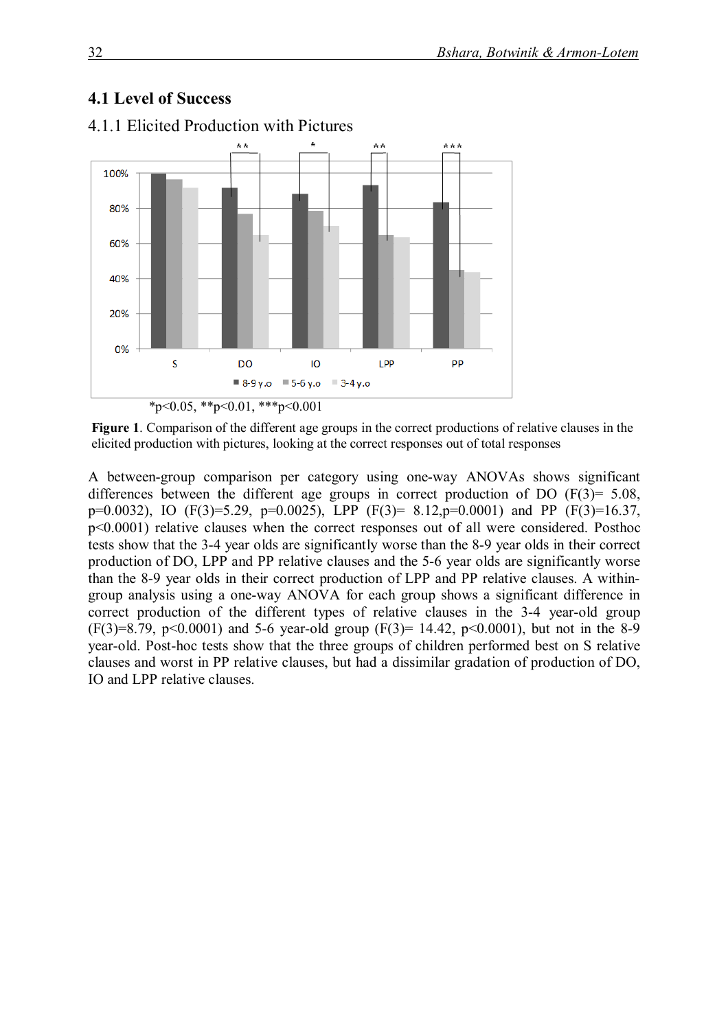## 4.1 Level of Success

### 4.1.1 Elicited Production with Pictures

*p<0.05, **p<0.01, ***p<0.001

**Figure 1**. Comparison of the different age groups in the correct productions of relative clauses in the elicited production with pictures, looking at the correct responses out of total responses

A between-group comparison per category using one-way ANOVAs shows significant differences between the different age groups in correct production of DO ($F(3)= 5.08$, $p=0.0032$), IO ($F(3)=5.29$, $p=0.0025$), LPP ($F(3)= 8.12, p=0.0001$) and PP ($F(3)=16.37$, $p<0.0001$) relative clauses when the correct responses out of all were considered. Posthoc tests show that the 3-4 year olds are significantly worse than the 8-9 year olds in their correct production of DO, LPP and PP relative clauses and the 5-6 year olds are significantly worse than the 8-9 year olds in their correct production of LPP and PP relative clauses. A within-group analysis using a one-way ANOVA for each group shows a significant difference in correct production of the different types of relative clauses in the 3-4 year-old group ($F(3)=8.79$, $p<0.0001$) and 5-6 year-old group ($F(3)= 14.42$, $p<0.0001$), but not in the 8-9 year-old. Post-hoc tests show that the three groups of children performed best on S relative clauses and worst in PP relative clauses, but had a dissimilar gradation of production of DO, IO and LPP relative clauses.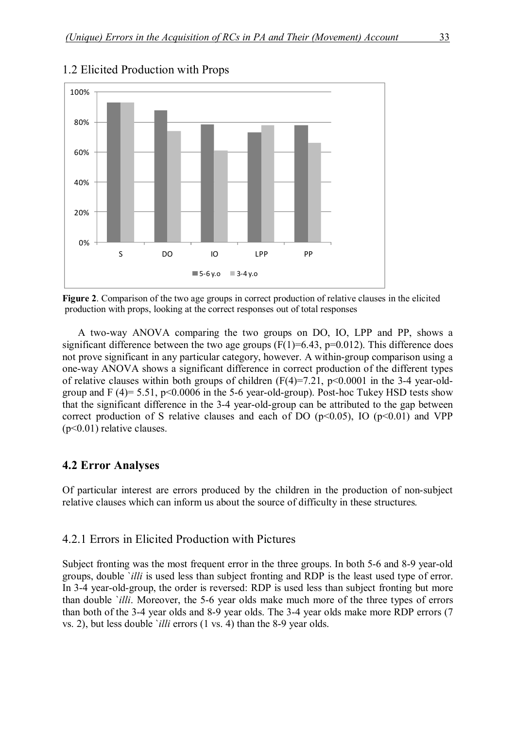## 1.2 Elicited Production with Props

**Figure 2**. Comparison of the two age groups in correct production of relative clauses in the elicited production with props, looking at the correct responses out of total responses

A two-way ANOVA comparing the two groups on DO, IO, LPP and PP, shows a significant difference between the two age groups ($F(1)=6.43$, $p=0.012$). This difference does not prove significant in any particular category, however. A within-group comparison using a one-way ANOVA shows a significant difference in correct production of the different types of relative clauses within both groups of children ($F(4)=7.21$, $p<0.0001$ in the 3-4 year-old-group and $F(4)= 5.51$, $p<0.0006$ in the 5-6 year-old-group). Post-hoc Tukey HSD tests show that the significant difference in the 3-4 year-old-group can be attributed to the gap between correct production of S relative clauses and each of DO ($p<0.05$), IO ($p<0.01$) and VPP ($p<0.01$) relative clauses.

## 4.2 Error Analyses

Of particular interest are errors produced by the children in the production of non-subject relative clauses which can inform us about the source of difficulty in these structures.

### 4.2.1 Errors in Elicited Production with Pictures

Subject fronting was the most frequent error in the three groups. In both 5-6 and 8-9 year-old groups, double *`illi* is used less than subject fronting and RDP is the least used type of error. In 3-4 year-old-group, the order is reversed: RDP is used less than subject fronting but more than double *`illi*. Moreover, the 5-6 year olds make much more of the three types of errors than both of the 3-4 year olds and 8-9 year olds. The 3-4 year olds make more RDP errors (7 vs. 2), but less double *`illi* errors (1 vs. 4) than the 8-9 year olds.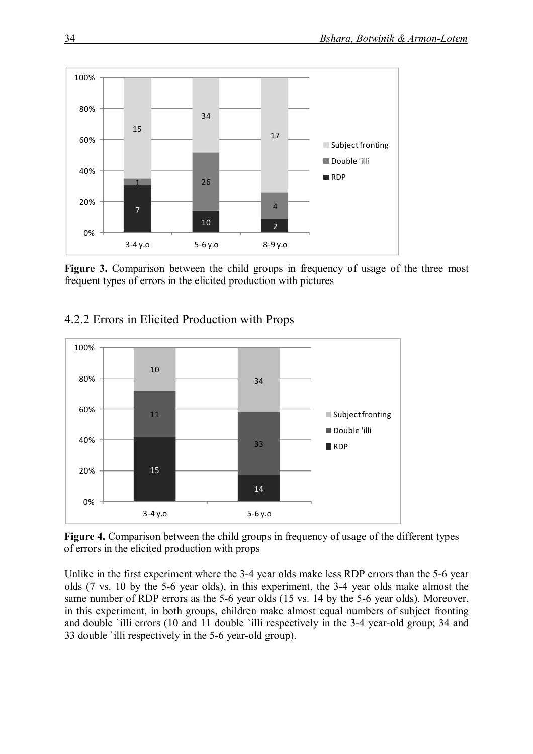Figure 3. Comparison between the child groups in frequency of usage of the three most frequent types of errors in the elicited production with pictures

### 4.2.2 Errors in Elicited Production with Props

Figure 4. Comparison between the child groups in frequency of usage of the different types of errors in the elicited production with props

Unlike in the first experiment where the 3-4 year olds make less RDP errors than the 5-6 year olds (7 vs. 10 by the 5-6 year olds), in this experiment, the 3-4 year olds make almost the same number of RDP errors as the 5-6 year olds (15 vs. 14 by the 5-6 year olds). Moreover, in this experiment, in both groups, children make almost equal numbers of subject fronting and double `illi errors (10 and 11 double `illi respectively in the 3-4 year-old group; 34 and 33 double `illi respectively in the 5-6 year-old group).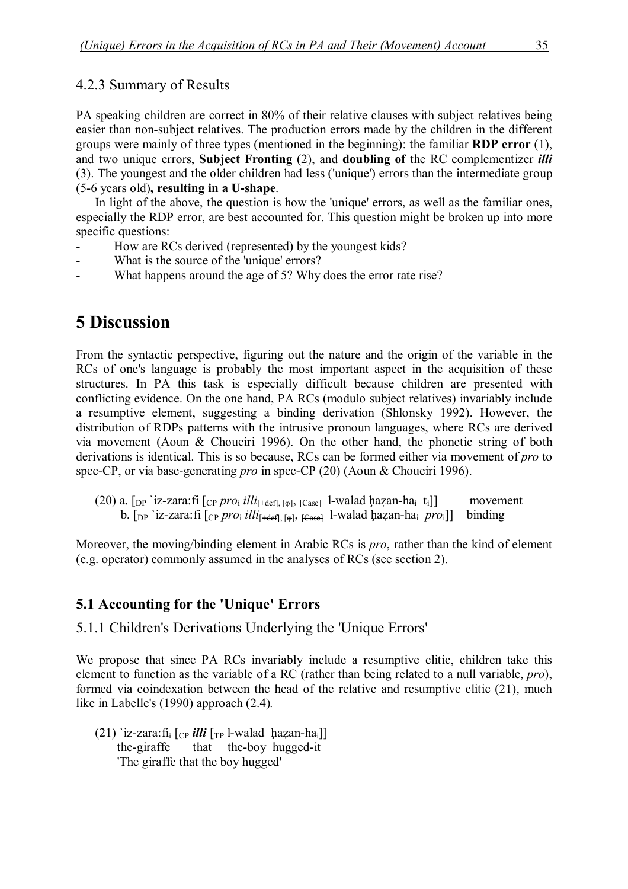### 4.2.3 Summary of Results

PA speaking children are correct in 80% of their relative clauses with subject relatives being easier than non-subject relatives. The production errors made by the children in the different groups were mainly of three types (mentioned in the beginning): the familiar **RDP error** (1), and two unique errors, **Subject Fronting** (2), and **doubling of** the RC complementizer ***illi*** (3). The youngest and the older children had less ('unique') errors than the intermediate group (5-6 years old)**, resulting in a U-shape**.

In light of the above, the question is how the 'unique' errors, as well as the familiar ones, especially the RDP error, are best accounted for. This question might be broken up into more specific questions:

- How are RCs derived (represented) by the youngest kids?
- What is the source of the 'unique' errors?
- What happens around the age of 5? Why does the error rate rise?

# 5 Discussion

From the syntactic perspective, figuring out the nature and the origin of the variable in the RCs of one's language is probably the most important aspect in the acquisition of these structures. In PA this task is especially difficult because children are presented with conflicting evidence. On the one hand, PA RCs (modulo subject relatives) invariably include a resumptive element, suggesting a binding derivation (Shlonsky 1992). However, the distribution of RDPs patterns with the intrusive pronoun languages, where RCs are derived via movement (Aoun & Choueiri 1996). On the other hand, the phonetic string of both derivations is identical. This is so because, RCs can be formed either via movement of *pro* to spec-CP, or via base-generating *pro* in spec-CP (20) (Aoun & Choueiri 1996).

(20) a. [$_{DP}$ `iz-zara:fi [$_{CP}$ *pro*$_i$ *illi*$_{[+def], [φ], [Case]}$ l-walad ḥaẓan-ha$_i$ t$_i$]] movement
b. [$_{DP}$ `iz-zara:fi [$_{CP}$ *pro*$_i$ *illi*$_{[+def], [φ], [Case]}$ l-walad ḥaẓan-ha$_i$ *pro*$_i$]] binding

Moreover, the moving/binding element in Arabic RCs is *pro*, rather than the kind of element (e.g. operator) commonly assumed in the analyses of RCs (see section 2).

## 5.1 Accounting for the 'Unique' Errors

### 5.1.1 Children's Derivations Underlying the 'Unique Errors'

We propose that since PA RCs invariably include a resumptive clitic, children take this element to function as the variable of a RC (rather than being related to a null variable, *pro*), formed via coindexation between the head of the relative and resumptive clitic (21), much like in Labelle's (1990) approach (2.4).

(21) `iz-zara:fi$_i$ [$_{CP}$ ***illi*** [$_{TP}$ l-walad ḥaẓan-ha$_i$]]
the-giraffe that the-boy hugged-it
'The giraffe that the boy hugged'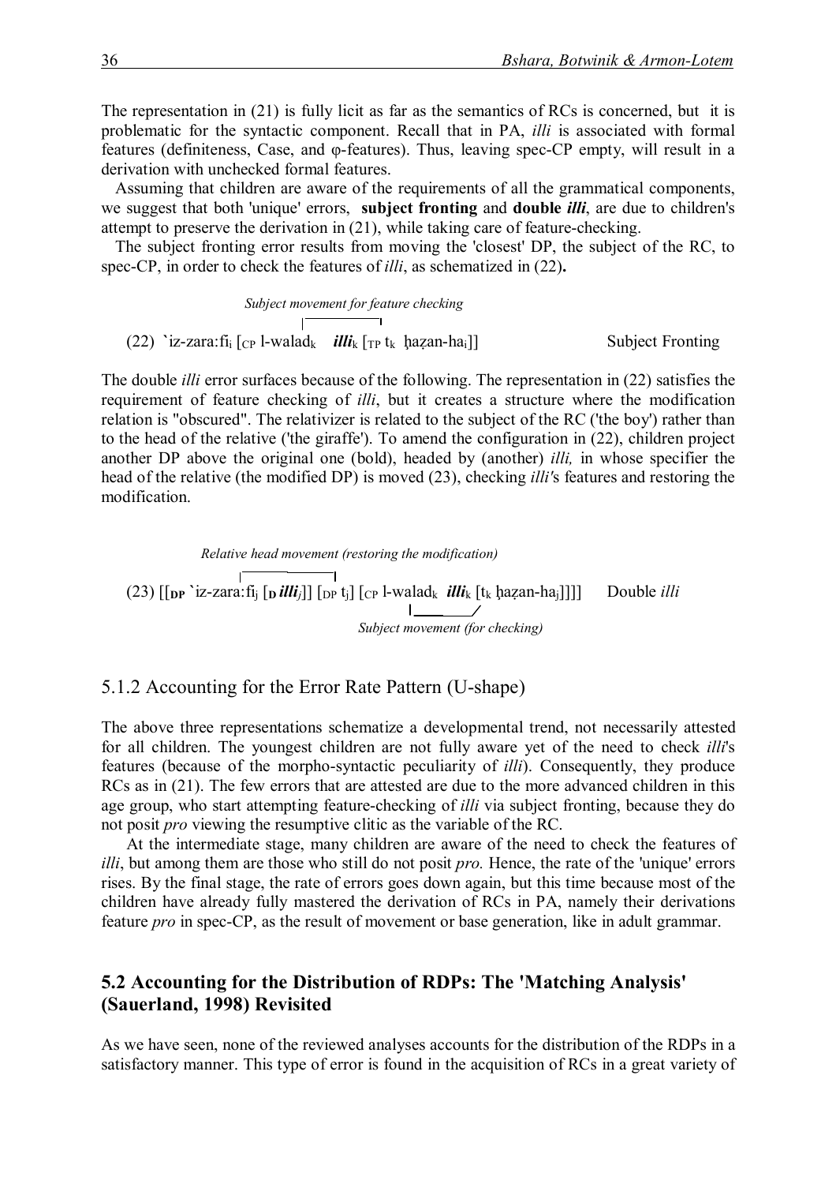The representation in (21) is fully licit as far as the semantics of RCs is concerned, but it is problematic for the syntactic component. Recall that in PA, *illi* is associated with formal features (definiteness, Case, and φ-features). Thus, leaving spec-CP empty, will result in a derivation with unchecked formal features.

Assuming that children are aware of the requirements of all the grammatical components, we suggest that both 'unique' errors, **subject fronting** and **double *illi***, are due to children's attempt to preserve the derivation in (21), while taking care of feature-checking.

The subject fronting error results from moving the 'closest' DP, the subject of the RC, to spec-CP, in order to check the features of *illi*, as schematized in (22)**.**

*Subject movement for feature checking*

(22) \`iz-zara:fi$_i$ [$_{CP}$ l-walad$_k$ ***illi***$_k$ [$_{TP}$ t$_k$ ḥaẓan-ha$_i$]] Subject Fronting

The double *illi* error surfaces because of the following. The representation in (22) satisfies the requirement of feature checking of *illi*, but it creates a structure where the modification relation is "obscured". The relativizer is related to the subject of the RC ('the boy') rather than to the head of the relative ('the giraffe'). To amend the configuration in (22), children project another DP above the original one (bold), headed by (another) *illi,* in whose specifier the head of the relative (the modified DP) is moved (23), checking *illi'*s features and restoring the modification.

*Relative head movement (restoring the modification)*

(23) [[$_{\mathbf{DP}}$ \`iz-zara:fi$_j$ [$_{\mathbf{D}}$ ***illi***$_j$]] [$_{DP}$ t$_j$] [$_{CP}$ l-walad$_k$ ***illi***$_k$ [t$_k$ ḥaẓan-ha$_j$]]]] Double *illi*

*Subject movement (for checking)*

## 5.1.2 Accounting for the Error Rate Pattern (U-shape)

The above three representations schematize a developmental trend, not necessarily attested for all children. The youngest children are not fully aware yet of the need to check *illi*'s features (because of the morpho-syntactic peculiarity of *illi*). Consequently, they produce RCs as in (21). The few errors that are attested are due to the more advanced children in this age group, who start attempting feature-checking of *illi* via subject fronting, because they do not posit *pro* viewing the resumptive clitic as the variable of the RC.

At the intermediate stage, many children are aware of the need to check the features of *illi*, but among them are those who still do not posit *pro.* Hence, the rate of the 'unique' errors rises. By the final stage, the rate of errors goes down again, but this time because most of the children have already fully mastered the derivation of RCs in PA, namely their derivations feature *pro* in spec-CP, as the result of movement or base generation, like in adult grammar.

## 5.2 Accounting for the Distribution of RDPs: The 'Matching Analysis' (Sauerland, 1998) Revisited

As we have seen, none of the reviewed analyses accounts for the distribution of the RDPs in a satisfactory manner. This type of error is found in the acquisition of RCs in a great variety of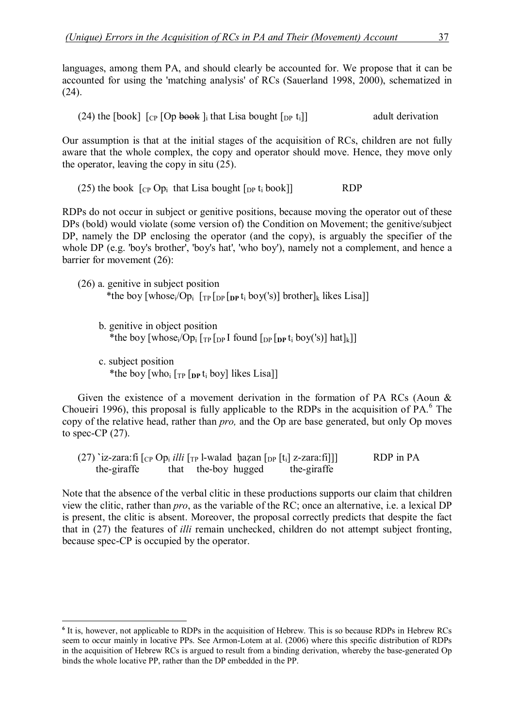languages, among them PA, and should clearly be accounted for. We propose that it can be accounted for using the 'matching analysis' of RCs (Sauerland 1998, 2000), schematized in (24).

(24) the [book] $[_{CP}$ [Op ~~book~~ $]_i$ that Lisa bought $[_{DP}$ $t_i]]$ adult derivation

Our assumption is that at the initial stages of the acquisition of RCs, children are not fully aware that the whole complex, the copy and operator should move. Hence, they move only the operator, leaving the copy in situ (25).

(25) the book $[_{CP}$ $Op_i$ that Lisa bought $[_{DP}$ $t_i$ book]] RDP

RDPs do not occur in subject or genitive positions, because moving the operator out of these DPs (bold) would violate (some version of) the Condition on Movement; the genitive/subject DP, namely the DP enclosing the operator (and the copy), is arguably the specifier of the whole DP (e.g. 'boy's brother', 'boy's hat', 'who boy'), namely not a complement, and hence a barrier for movement (26):

(26) a. genitive in subject position
\*the boy $[whose_i/Op_i$ $[_{TP}$ $[_{DP}$ $[_{\mathbf{DP}}$ $t_i$ boy('s)] $brother]_k$ likes Lisa]]

b. genitive in object position
\*the boy $[whose_i/Op_i$ $[_{TP}$ $[_{DP}$ I found $[_{DP}$ $[_{\mathbf{DP}}$ $t_i$ boy('s)] $hat]_k]]$

c. subject position
\*the boy $[who_i$ $[_{TP}$ $[_{\mathbf{DP}}$ $t_i$ boy] likes Lisa]]

Given the existence of a movement derivation in the formation of PA RCs (Aoun & Choueiri 1996), this proposal is fully applicable to the RDPs in the acquisition of PA.[6] The copy of the relative head, rather than *pro,* and the Op are base generated, but only Op moves to spec-CP (27).

(27) \`iz-zara:fi $[_{CP}$ $Op_i$ *illi* $[_{TP}$ l-walad ḥaẓan $[_{DP}$ $[t_i]$ z-zara:fi]]] RDP in PA
the-giraffe that the-boy hugged the-giraffe

Note that the absence of the verbal clitic in these productions supports our claim that children view the clitic, rather than *pro*, as the variable of the RC; once an alternative, i.e. a lexical DP is present, the clitic is absent. Moreover, the proposal correctly predicts that despite the fact that in (27) the features of *illi* remain unchecked, children do not attempt subject fronting, because spec-CP is occupied by the operator.

---

[6] It is, however, not applicable to RDPs in the acquisition of Hebrew. This is so because RDPs in Hebrew RCs seem to occur mainly in locative PPs. See Armon-Lotem at al. (2006) where this specific distribution of RDPs in the acquisition of Hebrew RCs is argued to result from a binding derivation, whereby the base-generated Op binds the whole locative PP, rather than the DP embedded in the PP.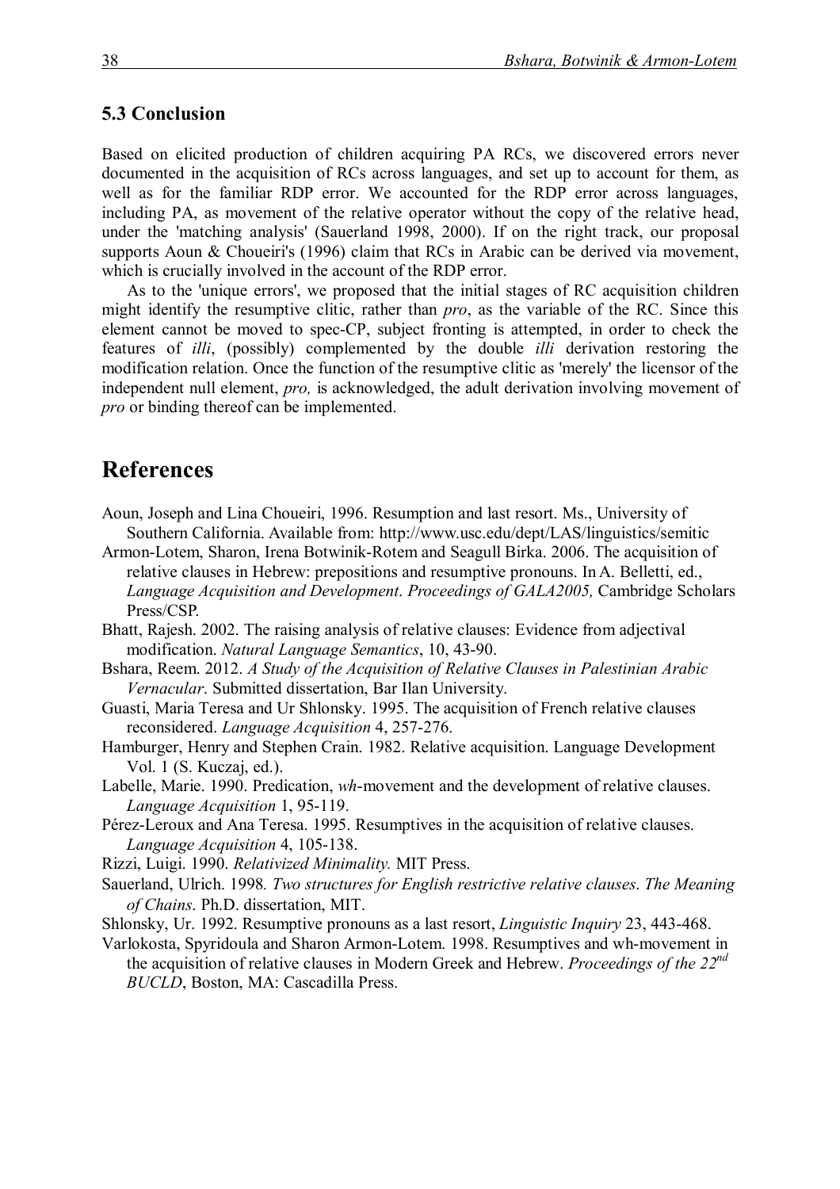### 5.3 Conclusion

Based on elicited production of children acquiring PA RCs, we discovered errors never documented in the acquisition of RCs across languages, and set up to account for them, as well as for the familiar RDP error. We accounted for the RDP error across languages, including PA, as movement of the relative operator without the copy of the relative head, under the 'matching analysis' (Sauerland 1998, 2000). If on the right track, our proposal supports Aoun & Choueiri's (1996) claim that RCs in Arabic can be derived via movement, which is crucially involved in the account of the RDP error.

As to the 'unique errors', we proposed that the initial stages of RC acquisition children might identify the resumptive clitic, rather than *pro*, as the variable of the RC. Since this element cannot be moved to spec-CP, subject fronting is attempted, in order to check the features of *illi*, (possibly) complemented by the double *illi* derivation restoring the modification relation. Once the function of the resumptive clitic as 'merely' the licensor of the independent null element, *pro,* is acknowledged, the adult derivation involving movement of *pro* or binding thereof can be implemented.

## References

Aoun, Joseph and Lina Choueiri, 1996. Resumption and last resort. Ms., University of Southern California. Available from: http://www.usc.edu/dept/LAS/linguistics/semitic

Armon-Lotem, Sharon, Irena Botwinik-Rotem and Seagull Birka. 2006. The acquisition of relative clauses in Hebrew: prepositions and resumptive pronouns. In A. Belletti, ed., *Language Acquisition and Development*. *Proceedings of GALA2005,* Cambridge Scholars Press/CSP.

Bhatt, Rajesh. 2002. The raising analysis of relative clauses: Evidence from adjectival modification. *Natural Language Semantics*, 10, 43-90.

Bshara, Reem. 2012. *A Study of the Acquisition of Relative Clauses in Palestinian Arabic Vernacular*. Submitted dissertation, Bar Ilan University.

Guasti, Maria Teresa and Ur Shlonsky. 1995. The acquisition of French relative clauses reconsidered. *Language Acquisition* 4, 257-276.

Hamburger, Henry and Stephen Crain. 1982. Relative acquisition. Language Development Vol. 1 (S. Kuczaj, ed.).

Labelle, Marie. 1990. Predication, *wh*-movement and the development of relative clauses. *Language Acquisition* 1, 95-119.

Pérez-Leroux and Ana Teresa. 1995. Resumptives in the acquisition of relative clauses. *Language Acquisition* 4, 105-138.

Rizzi, Luigi. 1990. *Relativized Minimality.* MIT Press.

Sauerland, Ulrich. 1998*. Two structures for English restrictive relative clauses*. *The Meaning of Chains*. Ph.D. dissertation, MIT.

Shlonsky, Ur. 1992. Resumptive pronouns as a last resort, *Linguistic Inquiry* 23, 443-468.

Varlokosta, Spyridoula and Sharon Armon-Lotem. 1998. Resumptives and wh-movement in the acquisition of relative clauses in Modern Greek and Hebrew. *Proceedings of the 22nd BUCLD*, Boston, MA: Cascadilla Press.